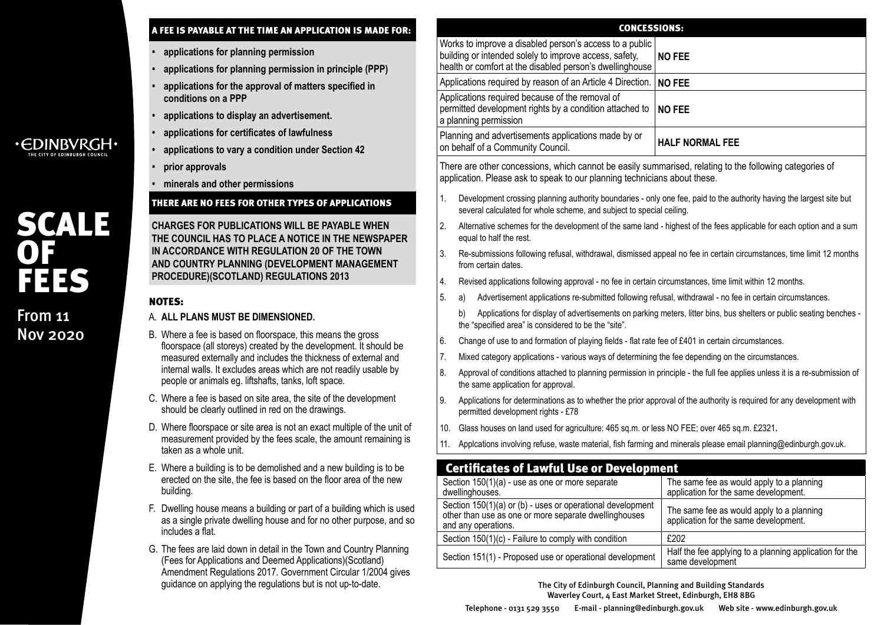·EDINBVRGH·
THE CITY OF EDINBURGH COUNCIL

# SCALE OF FEES

From 11 Nov 2020

## A FEE IS PAYABLE AT THE TIME AN APPLICATION IS MADE FOR:

- **applications for planning permission**
- **applications for planning permission in principle (PPP)**
- **applications for the approval of matters specified in conditions on a PPP**
- **applications to display an advertisement.**
- **applications for certificates of lawfulness**
- **applications to vary a condition under Section 42**
- **prior approvals**
- **minerals and other permissions**

## THERE ARE NO FEES FOR OTHER TYPES OF APPLICATIONS

**CHARGES FOR PUBLICATIONS WILL BE PAYABLE WHEN THE COUNCIL HAS TO PLACE A NOTICE IN THE NEWSPAPER IN ACCORDANCE WITH REGULATION 20 OF THE TOWN AND COUNTRY PLANNING (DEVELOPMENT MANAGEMENT PROCEDURE)(SCOTLAND) REGULATIONS 2013**

## NOTES:

A. **ALL PLANS MUST BE DIMENSIONED.**

B. Where a fee is based on floorspace, this means the gross floorspace (all storeys) created by the development. It should be measured externally and includes the thickness of external and internal walls. It excludes areas which are not readily usable by people or animals eg. liftshafts, tanks, loft space.

C. Where a fee is based on site area, the site of the development should be clearly outlined in red on the drawings.

D. Where floorspace or site area is not an exact multiple of the unit of measurement provided by the fees scale, the amount remaining is taken as a whole unit.

E. Where a building is to be demolished and a new building is to be erected on the site, the fee is based on the floor area of the new building.

F. Dwelling house means a building or part of a building which is used as a single private dwelling house and for no other purpose, and so includes a flat.

G. The fees are laid down in detail in the Town and Country Planning (Fees for Applications and Deemed Applications)(Scotland) Amendment Regulations 2017. Government Circular 1/2004 gives guidance on applying the regulations but is not up-to-date.

## CONCESSIONS:

| | |
|---|---|
| Works to improve a disabled person's access to a public building or intended solely to improve access, safety, health or comfort at the disabled person's dwellinghouse | **NO FEE** |
| Applications required by reason of an Article 4 Direction. | **NO FEE** |
| Applications required because of the removal of permitted development rights by a condition attached to a planning permission | **NO FEE** |
| Planning and advertisements applications made by or on behalf of a Community Council. | **HALF NORMAL FEE** |

There are other concessions, which cannot be easily summarised, relating to the following categories of application. Please ask to speak to our planning technicians about these.

1. Development crossing planning authority boundaries - only one fee, paid to the authority having the largest site but several calculated for whole scheme, and subject to special ceiling.
2. Alternative schemes for the development of the same land - highest of the fees applicable for each option and a sum equal to half the rest.
3. Re-submissions following refusal, withdrawal, dismissed appeal no fee in certain circumstances, time limit 12 months from certain dates.
4. Revised applications following approval - no fee in certain circumstances, time limit within 12 months.
5. a) Advertisement applications re-submitted following refusal, withdrawal - no fee in certain circumstances.

   b) Applications for display of advertisements on parking meters, litter bins, bus shelters or public seating benches - the "specified area" is considered to be the "site".
6. Change of use to and formation of playing fields - flat rate fee of £401 in certain circumstances.
7. Mixed category applications - various ways of determining the fee depending on the circumstances.
8. Approval of conditions attached to planning permission in principle - the full fee applies unless it is a re-submission of the same application for approval.
9. Applications for determinations as to whether the prior approval of the authority is required for any development with permitted development rights - £78
10. Glass houses on land used for agriculture: 465 sq.m. or less NO FEE; over 465 sq.m. £2321.
11. Applcations involving refuse, waste material, fish farming and minerals please email planning@edinburgh.gov.uk.

## Certificates of Lawful Use or Development

| | |
|---|---|
| Section 150(1)(a) - use as one or more separate dwellinghouses. | The same fee as would apply to a planning application for the same development. |
| Section 150(1)(a) or (b) - uses or operational development other than use as one or more separate dwellinghouses and any operations. | The same fee as would apply to a planning application for the same development. |
| Section 150(1)(c) - Failure to comply with condition | £202 |
| Section 151(1) - Proposed use or operational development | Half the fee applying to a planning application for the same development |

The City of Edinburgh Council, Planning and Building Standards
Waverley Court, 4 East Market Street, Edinburgh, EH8 8BG

Telephone - 0131 529 3550 E-mail - planning@edinburgh.gov.uk Web site - www.edinburgh.gov.uk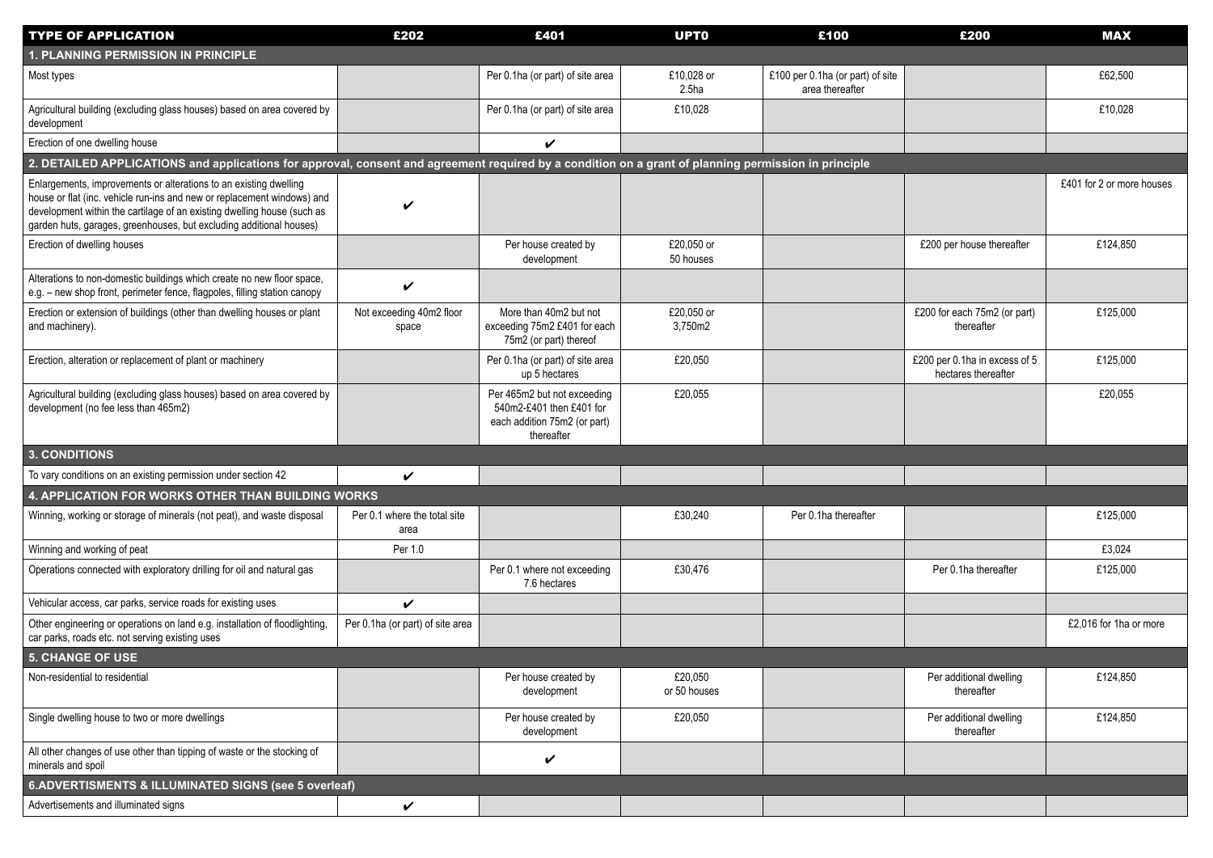| TYPE OF APPLICATION | £202 | £401 | UPTO | £100 | £200 | MAX |
|---|---|---|---|---|---|---|
| **1. PLANNING PERMISSION IN PRINCIPLE** | | | | | | |
| Most types | | Per 0.1ha (or part) of site area | £10,028 or 2.5ha | £100 per 0.1ha (or part) of site area thereafter | | £62,500 |
| Agricultural building (excluding glass houses) based on area covered by development | | Per 0.1ha (or part) of site area | £10,028 | | | £10,028 |
| Erection of one dwelling house | | ✔ | | | | |
| **2. DETAILED APPLICATIONS and applications for approval, consent and agreement required by a condition on a grant of planning permission in principle** | | | | | | |
| Enlargements, improvements or alterations to an existing dwelling house or flat (inc. vehicle run-ins and new or replacement windows) and development within the cartilage of an existing dwelling house (such as garden huts, garages, greenhouses, but excluding additional houses) | ✔ | | | | | £401 for 2 or more houses |
| Erection of dwelling houses | | Per house created by development | £20,050 or 50 houses | | £200 per house thereafter | £124,850 |
| Alterations to non-domestic buildings which create no new floor space, e.g. – new shop front, perimeter fence, flagpoles, filling station canopy | ✔ | | | | | |
| Erection or extension of buildings (other than dwelling houses or plant and machinery). | Not exceeding 40m2 floor space | More than 40m2 but not exceeding 75m2 £401 for each 75m2 (or part) thereof | £20,050 or 3,750m2 | | £200 for each 75m2 (or part) thereafter | £125,000 |
| Erection, alteration or replacement of plant or machinery | | Per 0.1ha (or part) of site area up 5 hectares | £20,050 | | £200 per 0.1ha in excess of 5 hectares thereafter | £125,000 |
| Agricultural building (excluding glass houses) based on area covered by development (no fee less than 465m2) | | Per 465m2 but not exceeding 540m2-£401 then £401 for each addition 75m2 (or part) thereafter | £20,055 | | | £20,055 |
| **3. CONDITIONS** | | | | | | |
| To vary conditions on an existing permission under section 42 | ✔ | | | | | |
| **4. APPLICATION FOR WORKS OTHER THAN BUILDING WORKS** | | | | | | |
| Winning, working or storage of minerals (not peat), and waste disposal | Per 0.1 where the total site area | | £30,240 | Per 0.1ha thereafter | | £125,000 |
| Winning and working of peat | Per 1.0 | | | | | £3,024 |
| Operations connected with exploratory drilling for oil and natural gas | | Per 0.1 where not exceeding 7.6 hectares | £30,476 | | Per 0.1ha thereafter | £125,000 |
| Vehicular access, car parks, service roads for existing uses | ✔ | | | | | |
| Other engineering or operations on land e.g. installation of floodlighting, car parks, roads etc. not serving existing uses | Per 0.1ha (or part) of site area | | | | | £2,016 for 1ha or more |
| **5. CHANGE OF USE** | | | | | | |
| Non-residential to residential | | Per house created by development | £20,050 or 50 houses | | Per additional dwelling thereafter | £124,850 |
| Single dwelling house to two or more dwellings | | Per house created by development | £20,050 | | Per additional dwelling thereafter | £124,850 |
| All other changes of use other than tipping of waste or the stocking of minerals and spoil | | ✔ | | | | |
| **6.ADVERTISMENTS & ILLUMINATED SIGNS (see 5 overleaf)** | | | | | | |
| Advertisements and illuminated signs | ✔ | | | | | |